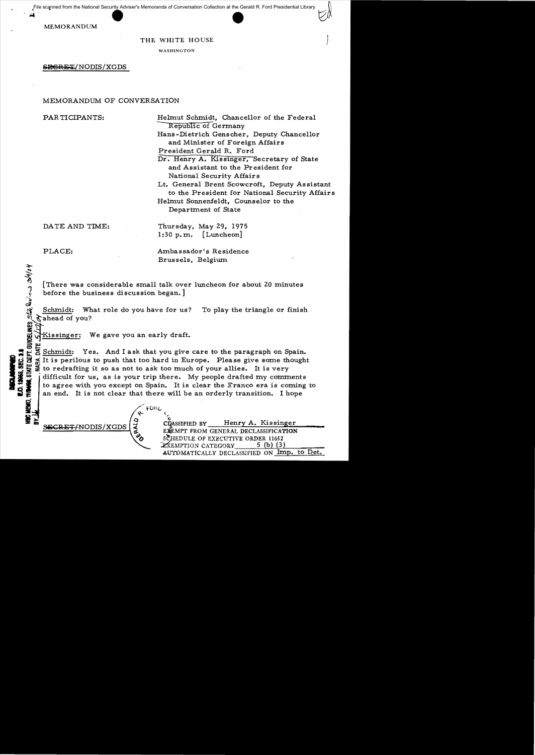File scanned from the National Security Adviser's Memoranda of Conversation Collection at the Gerald R. Ford Presidential Library

MEMORANDUM

THE WHITE HOUSE

WASHINGTON

~~SECRET~~/NODIS/XGDS

MEMORANDUM OF CONVERSATION

PARTICIPANTS: Helmut Schmidt, Chancellor of the Federal Republic of Germany
Hans-Dietrich Genscher, Deputy Chancellor and Minister of Foreign Affairs
President Gerald R. Ford
Dr. Henry A. Kissinger, Secretary of State and Assistant to the President for National Security Affairs
Lt. General Brent Scowcroft, Deputy Assistant to the President for National Security Affairs
Helmut Sonnenfeldt, Counselor to the Department of State

DATE AND TIME: Thursday, May 29, 1975
1:30 p.m. [Luncheon]

PLACE: Ambassador's Residence
Brussels, Belgium

[There was considerable small talk over luncheon for about 20 minutes before the business discussion began.]

Schmidt: What role do you have for us? To play the triangle or finish ahead of you?

Kissinger: We gave you an early draft.

Schmidt: Yes. And I ask that you give care to the paragraph on Spain. It is perilous to push that too hard in Europe. Please give some thought to redrafting it so as not to ask too much of your allies. It is very difficult for us, as is your trip there. My people drafted my comments to agree with you except on Spain. It is clear the Franco era is coming to an end. It is not clear that there will be an orderly transition. I hope

DECLASSIFIED
E.O. 12958, SEC. 3.5
NSC MEMO, 11/24/98, STATE DEPT. GUIDELINES, State Review 3/9/04
BY [illegible] NARA, DATE 5/19/04

~~SECRET~~/NODIS/XGDS

CLASSIFIED BY Henry A. Kissinger
EXEMPT FROM GENERAL DECLASSIFICATION
SCHEDULE OF EXECUTIVE ORDER 11652
EXEMPTION CATEGORY 5 (b) (3)
AUTOMATICALLY DECLASSIFIED ON Imp. to Det.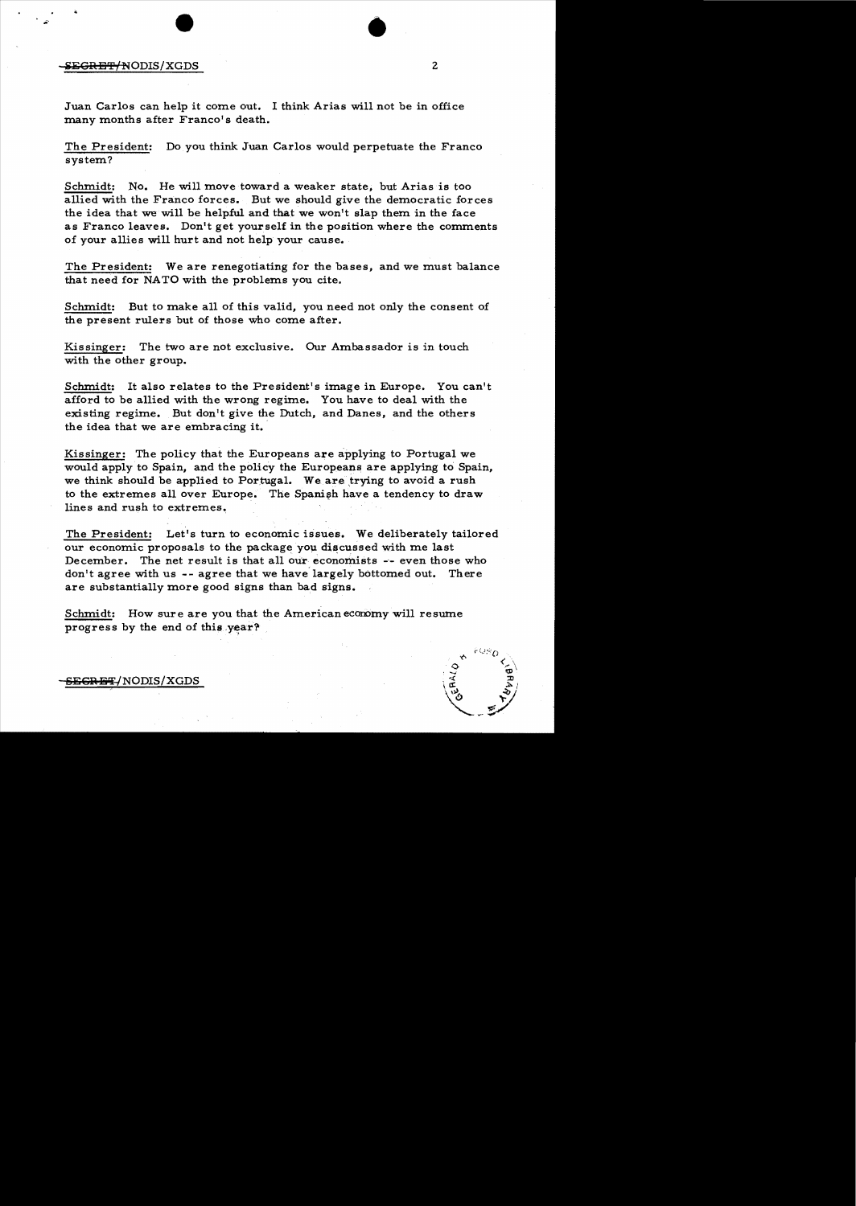Juan Carlos can help it come out. I think Arias will not be in office many months after Franco's death.

The President: Do you think Juan Carlos would perpetuate the Franco system?

Schmidt: No. He will move toward a weaker state, but Arias is too allied with the Franco forces. But we should give the democratic forces the idea that we will be helpful and that we won't slap them in the face as Franco leaves. Don't get yourself in the position where the comments of your allies will hurt and not help your cause.

The President: We are renegotiating for the bases, and we must balance that need for NATO with the problems you cite.

Schmidt: But to make all of this valid, you need not only the consent of the present rulers but of those who come after.

Kissinger: The two are not exclusive. Our Ambassador is in touch with the other group.

Schmidt: It also relates to the President's image in Europe. You can't afford to be allied with the wrong regime. You have to deal with the existing regime. But don't give the Dutch, and Danes, and the others the idea that we are embracing it.

Kissinger: The policy that the Europeans are applying to Portugal we would apply to Spain, and the policy the Europeans are applying to Spain, we think should be applied to Portugal. We are trying to avoid a rush to the extremes all over Europe. The Spanish have a tendency to draw lines and rush to extremes.

The President: Let's turn to economic issues. We deliberately tailored our economic proposals to the package you discussed with me last December. The net result is that all our economists -- even those who don't agree with us -- agree that we have largely bottomed out. There are substantially more good signs than bad signs.

Schmidt: How sure are you that the American economy will resume progress by the end of this year?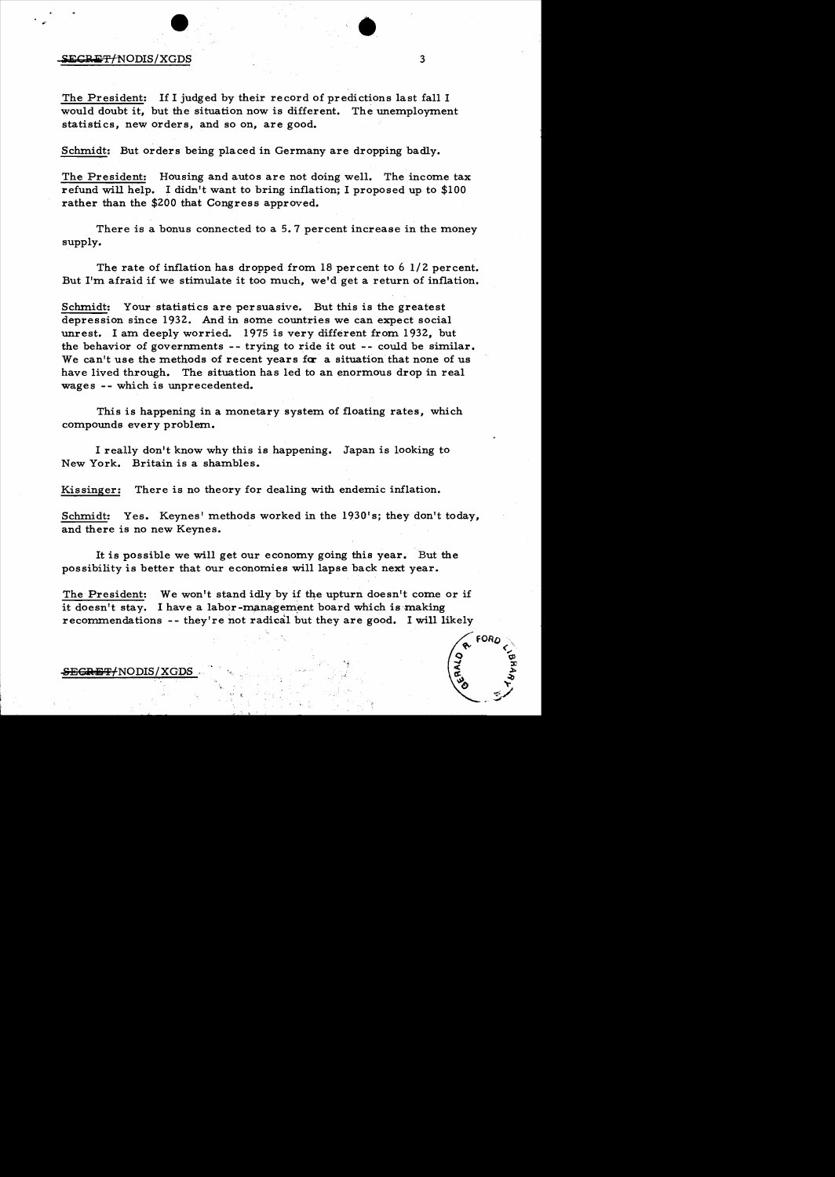The President: If I judged by their record of predictions last fall I would doubt it, but the situation now is different. The unemployment statistics, new orders, and so on, are good.

Schmidt: But orders being placed in Germany are dropping badly.

The President: Housing and autos are not doing well. The income tax refund will help. I didn't want to bring inflation; I proposed up to $100 rather than the $200 that Congress approved.

There is a bonus connected to a 5.7 percent increase in the money supply.

The rate of inflation has dropped from 18 percent to 6 1/2 percent. But I'm afraid if we stimulate it too much, we'd get a return of inflation.

Schmidt: Your statistics are persuasive. But this is the greatest depression since 1932. And in some countries we can expect social unrest. I am deeply worried. 1975 is very different from 1932, but the behavior of governments -- trying to ride it out -- could be similar. We can't use the methods of recent years for a situation that none of us have lived through. The situation has led to an enormous drop in real wages -- which is unprecedented.

This is happening in a monetary system of floating rates, which compounds every problem.

I really don't know why this is happening. Japan is looking to New York. Britain is a shambles.

Kissinger: There is no theory for dealing with endemic inflation.

Schmidt: Yes. Keynes' methods worked in the 1930's; they don't today, and there is no new Keynes.

It is possible we will get our economy going this year. But the possibility is better that our economies will lapse back next year.

The President: We won't stand idly by if the upturn doesn't come or if it doesn't stay. I have a labor-management board which is making recommendations -- they're not radical but they are good. I will likely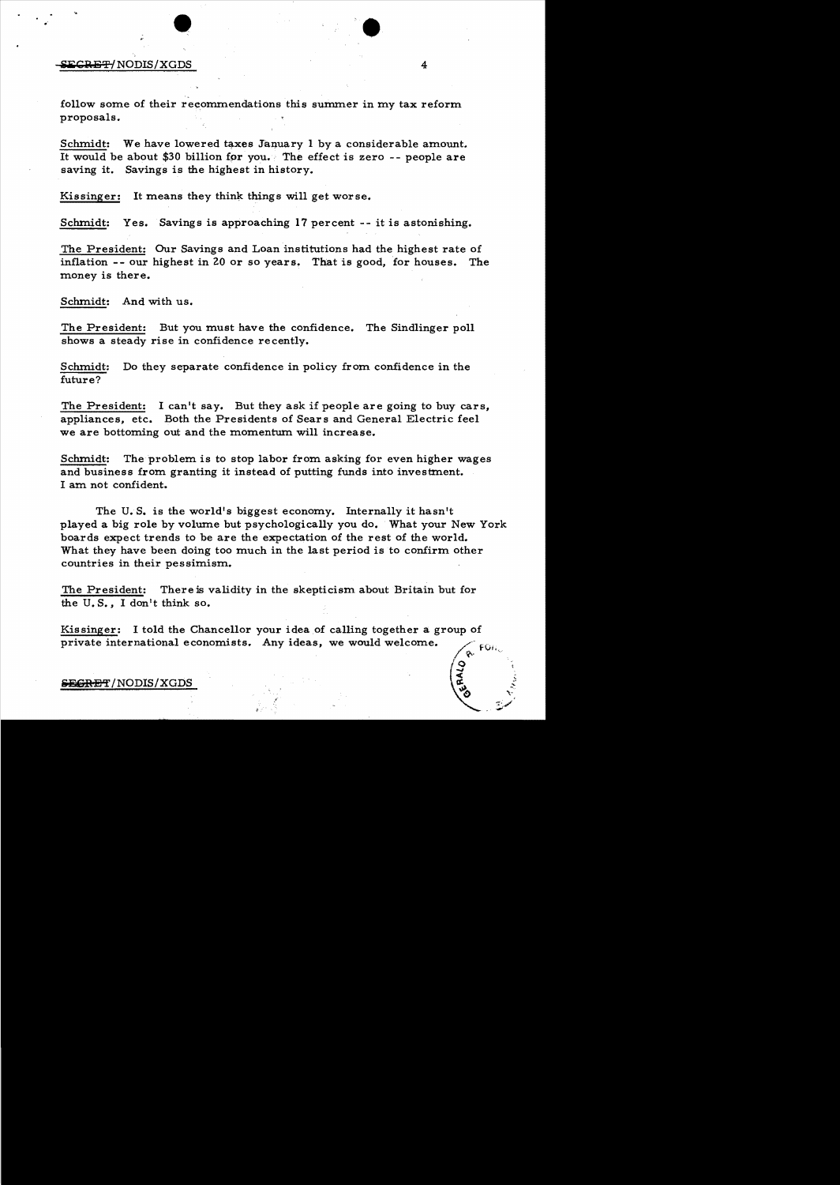follow some of their recommendations this summer in my tax reform proposals.

Schmidt: We have lowered taxes January 1 by a considerable amount. It would be about $30 billion for you. The effect is zero -- people are saving it. Savings is the highest in history.

Kissinger: It means they think things will get worse.

Schmidt: Yes. Savings is approaching 17 percent -- it is astonishing.

The President: Our Savings and Loan institutions had the highest rate of inflation -- our highest in 20 or so years. That is good, for houses. The money is there.

Schmidt: And with us.

The President: But you must have the confidence. The Sindlinger poll shows a steady rise in confidence recently.

Schmidt: Do they separate confidence in policy from confidence in the future?

The President: I can't say. But they ask if people are going to buy cars, appliances, etc. Both the Presidents of Sears and General Electric feel we are bottoming out and the momentum will increase.

Schmidt: The problem is to stop labor from asking for even higher wages and business from granting it instead of putting funds into investment. I am not confident.

The U.S. is the world's biggest economy. Internally it hasn't played a big role by volume but psychologically you do. What your New York boards expect trends to be are the expectation of the rest of the world. What they have been doing too much in the last period is to confirm other countries in their pessimism.

The President: There is validity in the skepticism about Britain but for the U.S., I don't think so.

Kissinger: I told the Chancellor your idea of calling together a group of private international economists. Any ideas, we would welcome.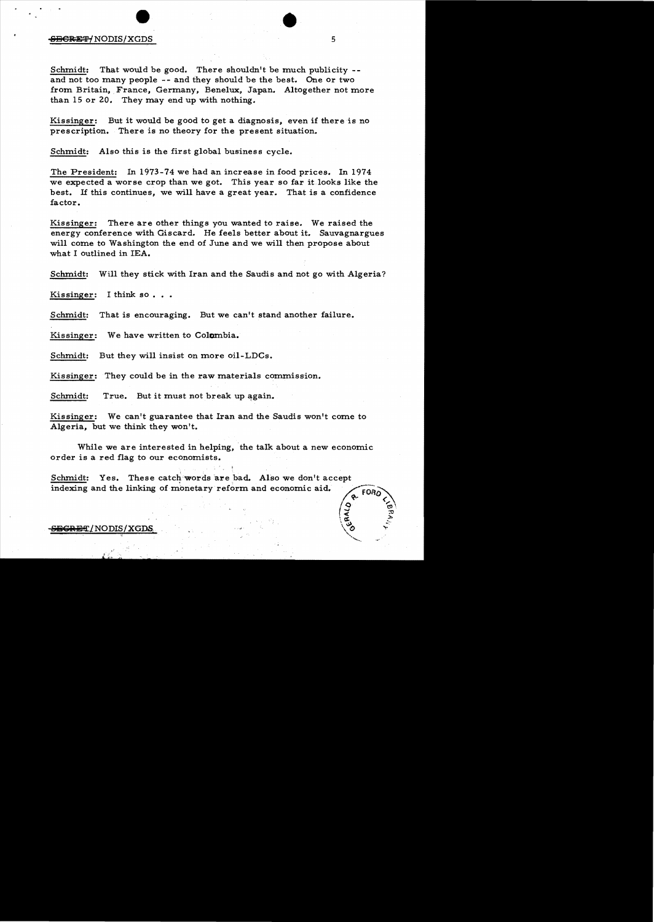Schmidt: That would be good. There shouldn't be much publicity -- and not too many people -- and they should be the best. One or two from Britain, France, Germany, Benelux, Japan. Altogether not more than 15 or 20. They may end up with nothing.

Kissinger: But it would be good to get a diagnosis, even if there is no prescription. There is no theory for the present situation.

Schmidt: Also this is the first global business cycle.

The President: In 1973-74 we had an increase in food prices. In 1974 we expected a worse crop than we got. This year so far it looks like the best. If this continues, we will have a great year. That is a confidence factor.

Kissinger: There are other things you wanted to raise. We raised the energy conference with Giscard. He feels better about it. Sauvagnargues will come to Washington the end of June and we will then propose about what I outlined in IEA.

Schmidt: Will they stick with Iran and the Saudis and not go with Algeria?

Kissinger: I think so . . .

Schmidt: That is encouraging. But we can't stand another failure.

Kissinger: We have written to Colombia.

Schmidt: But they will insist on more oil-LDCs.

Kissinger: They could be in the raw materials commission.

Schmidt: True. But it must not break up again.

Kissinger: We can't guarantee that Iran and the Saudis won't come to Algeria, but we think they won't.

While we are interested in helping, the talk about a new economic order is a red flag to our economists.

Schmidt: Yes. These catch words are bad. Also we don't accept indexing and the linking of monetary reform and economic aid.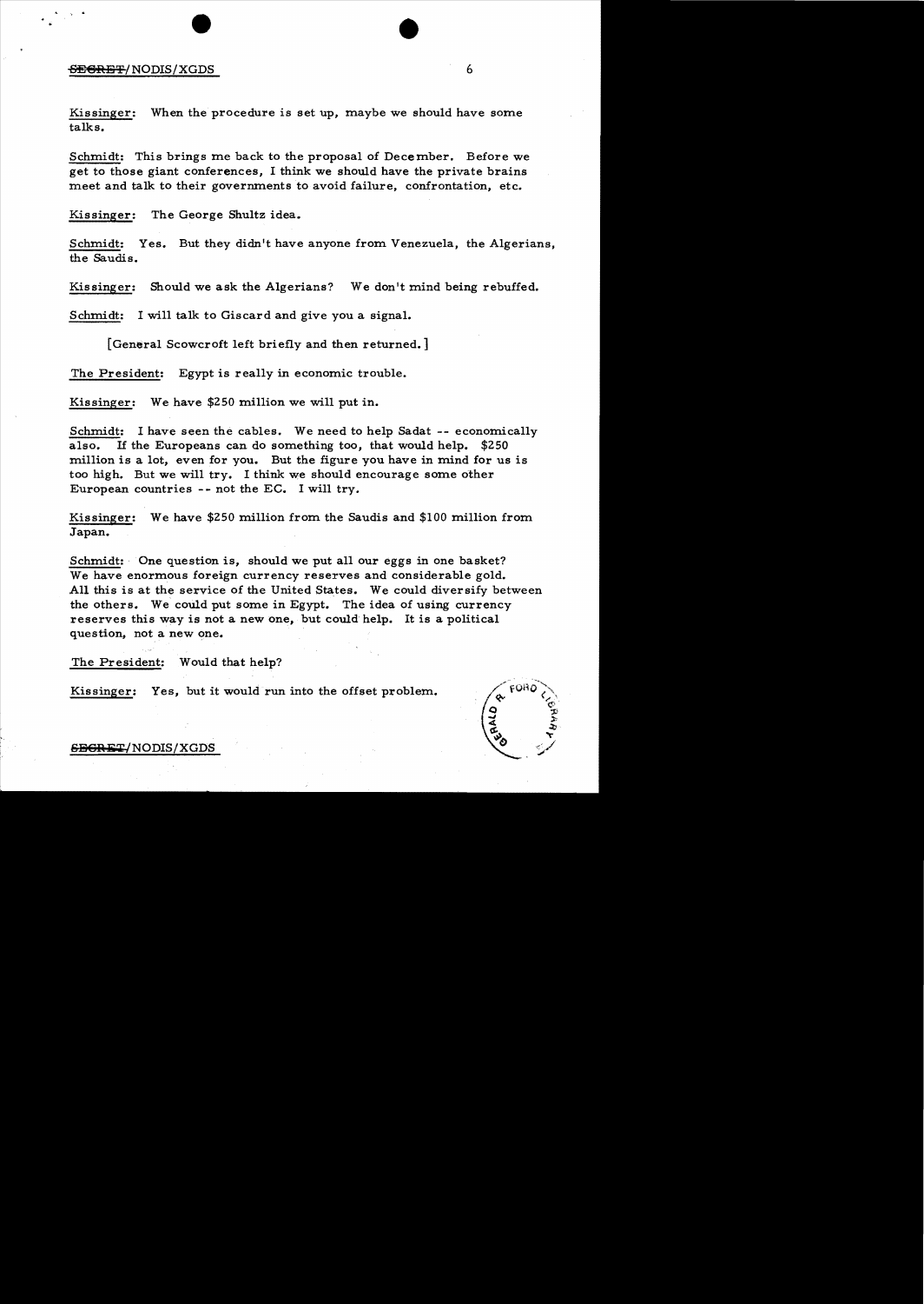Kissinger: When the procedure is set up, maybe we should have some talks.

Schmidt: This brings me back to the proposal of December. Before we get to those giant conferences, I think we should have the private brains meet and talk to their governments to avoid failure, confrontation, etc.

Kissinger: The George Shultz idea.

Schmidt: Yes. But they didn't have anyone from Venezuela, the Algerians, the Saudis.

Kissinger: Should we ask the Algerians? We don't mind being rebuffed.

Schmidt: I will talk to Giscard and give you a signal.

[General Scowcroft left briefly and then returned.]

The President: Egypt is really in economic trouble.

Kissinger: We have $250 million we will put in.

Schmidt: I have seen the cables. We need to help Sadat -- economically also. If the Europeans can do something too, that would help. $250 million is a lot, even for you. But the figure you have in mind for us is too high. But we will try. I think we should encourage some other European countries -- not the EC. I will try.

Kissinger: We have $250 million from the Saudis and $100 million from Japan.

Schmidt: One question is, should we put all our eggs in one basket? We have enormous foreign currency reserves and considerable gold. All this is at the service of the United States. We could diversify between the others. We could put some in Egypt. The idea of using currency reserves this way is not a new one, but could help. It is a political question, not a new one.

The President: Would that help?

Kissinger: Yes, but it would run into the offset problem.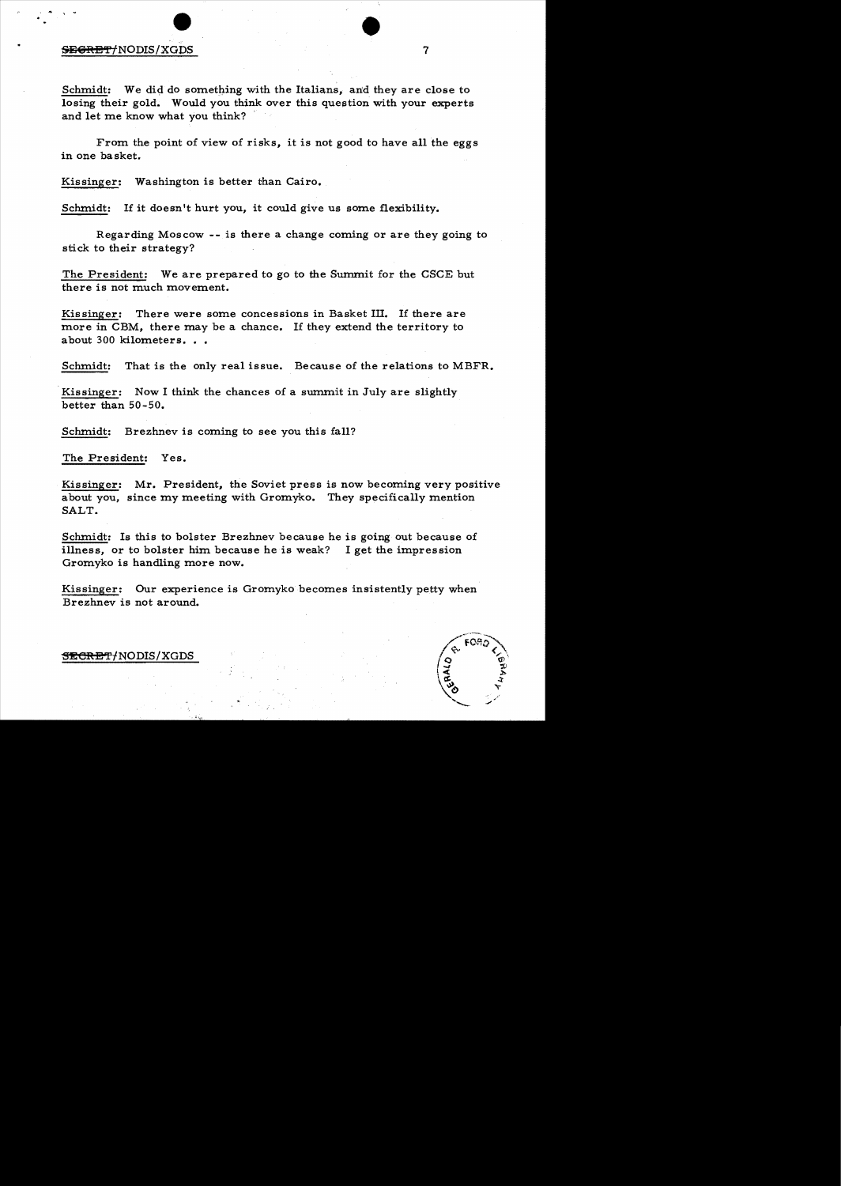Schmidt: We did do something with the Italians, and they are close to losing their gold. Would you think over this question with your experts and let me know what you think?

From the point of view of risks, it is not good to have all the eggs in one basket.

Kissinger: Washington is better than Cairo.

Schmidt: If it doesn't hurt you, it could give us some flexibility.

Regarding Moscow -- is there a change coming or are they going to stick to their strategy?

The President: We are prepared to go to the Summit for the CSCE but there is not much movement.

Kissinger: There were some concessions in Basket III. If there are more in CBM, there may be a chance. If they extend the territory to about 300 kilometers. . .

Schmidt: That is the only real issue. Because of the relations to MBFR.

Kissinger: Now I think the chances of a summit in July are slightly better than 50-50.

Schmidt: Brezhnev is coming to see you this fall?

The President: Yes.

Kissinger: Mr. President, the Soviet press is now becoming very positive about you, since my meeting with Gromyko. They specifically mention SALT.

Schmidt: Is this to bolster Brezhnev because he is going out because of illness, or to bolster him because he is weak? I get the impression Gromyko is handling more now.

Kissinger: Our experience is Gromyko becomes insistently petty when Brezhnev is not around.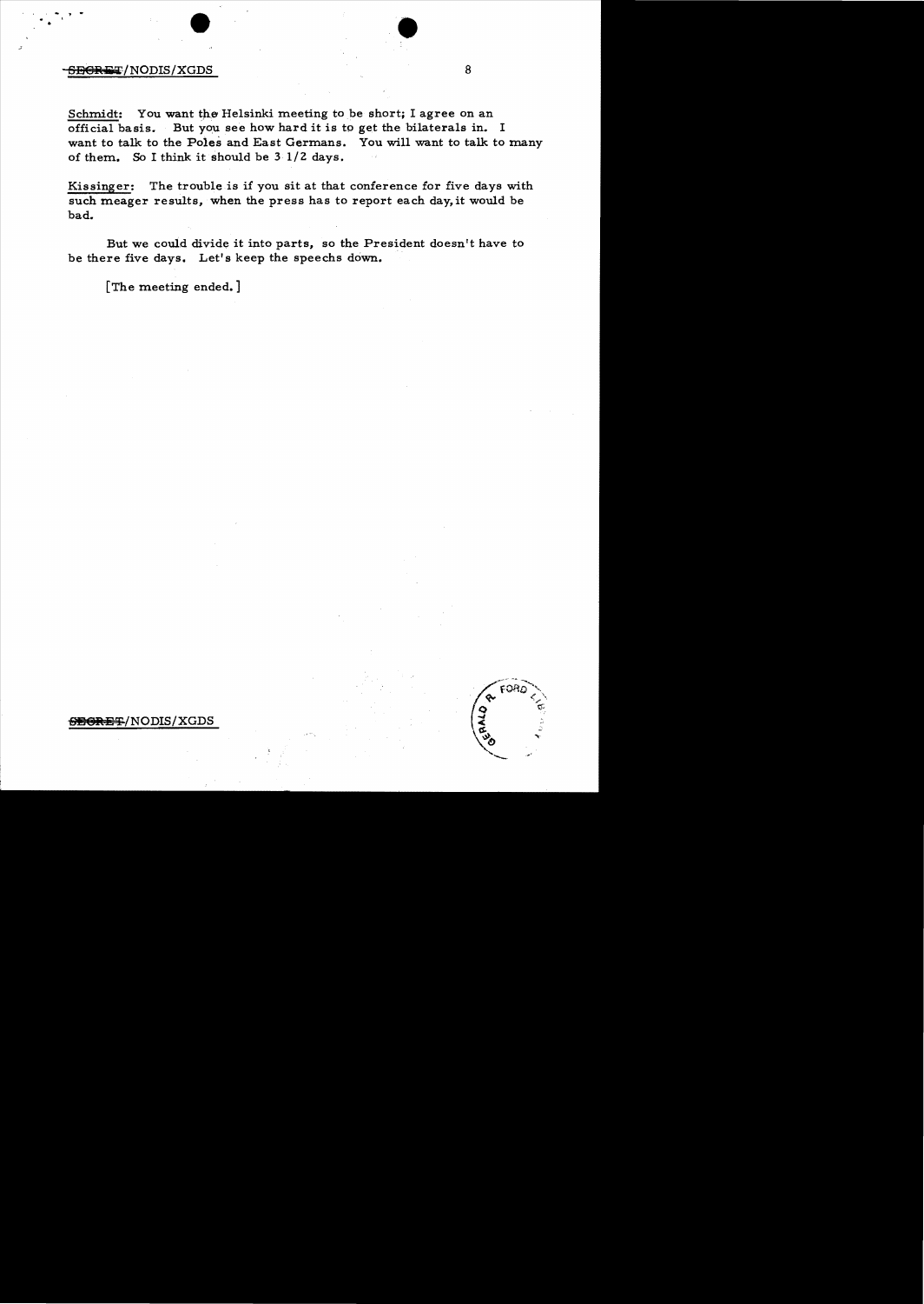Schmidt: You want the Helsinki meeting to be short; I agree on an official basis. But you see how hard it is to get the bilaterals in. I want to talk to the Poles and East Germans. You will want to talk to many of them. So I think it should be 3 1/2 days.

Kissinger: The trouble is if you sit at that conference for five days with such meager results, when the press has to report each day, it would be bad.

But we could divide it into parts, so the President doesn't have to be there five days. Let's keep the speechs down.

[The meeting ended.]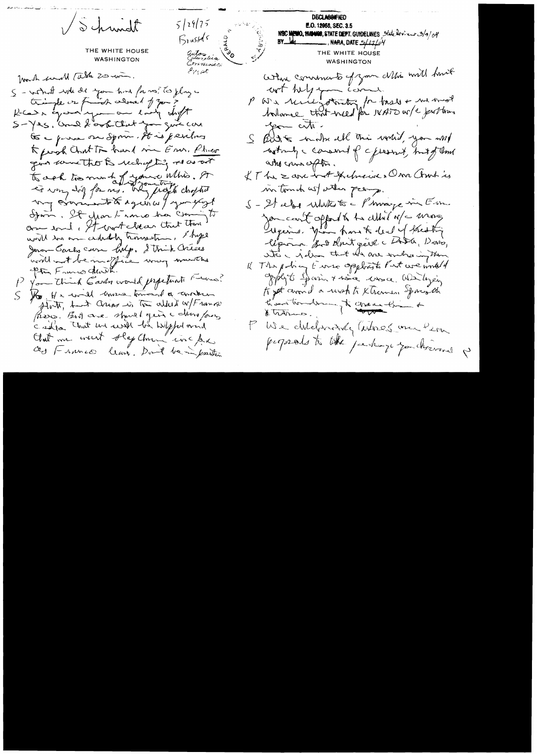✓ Schmidt

5/29/75
Brussels

Gatos
Galenalica
Conversation
Egypt

THE WHITE HOUSE
WASHINGTON

Much small talk 20 min.

S - What will do you think for us? To play a triangle or finish ahead of you?

K - Ask a question you are leaving shift

S - Yes. And I ask that you give care to a piece on Spain. It is perilous to push that too hard in Eur. Also give some thoughts to reshaping so as not to ask too much of your allies. It is very dif for us. Very deeply disturbed my government to agree w/ you of Spain. It's important France be coming to our end. It's not clear that there will be an orderly transition. I hope Juan Carlos can help. I think Arias will not be in office many months after Franco death.

P You think Carlos would perpetuate Franco?

S No. He will move toward a constitutional state, but Arias is too allied w/Franco forces. But one should give a chance to Carlos. That we will be helpful and that we want play them into place as Franco leaves. Don't be in position

DECLASSIFIED
E.O. 12958, SEC. 3.5
NSC MEMO, 11/24/98, STATE DEPT. GUIDELINES State Review 3/9/04
BY ___ NARA, DATE 5/17/04

THE WHITE HOUSE
WASHINGTON

where comments of your allies will hurt not help you cause.

P We are negotiating for bases & we must balance that need for NATO w/c problems you cite.

S But to make all this work, you must actively consult & present, but of and who can after.

K The 2 are not exclusive. Our Amb is in touch w/ other people.

S - It also relates to a Portugal in Eur. You can't afford to be allied w/ a wrong regime. You have to deal w/ existing regime but don't give a Doda, Davis, etc & idea that we are endorsing them.

K The policy Eur is opposite. But we would apply to Spain & wise versa. We try to get around a rush to extremes. Spain the harm to turn a change than & extremes.

P We deliberately listened our people proposals to take package you described P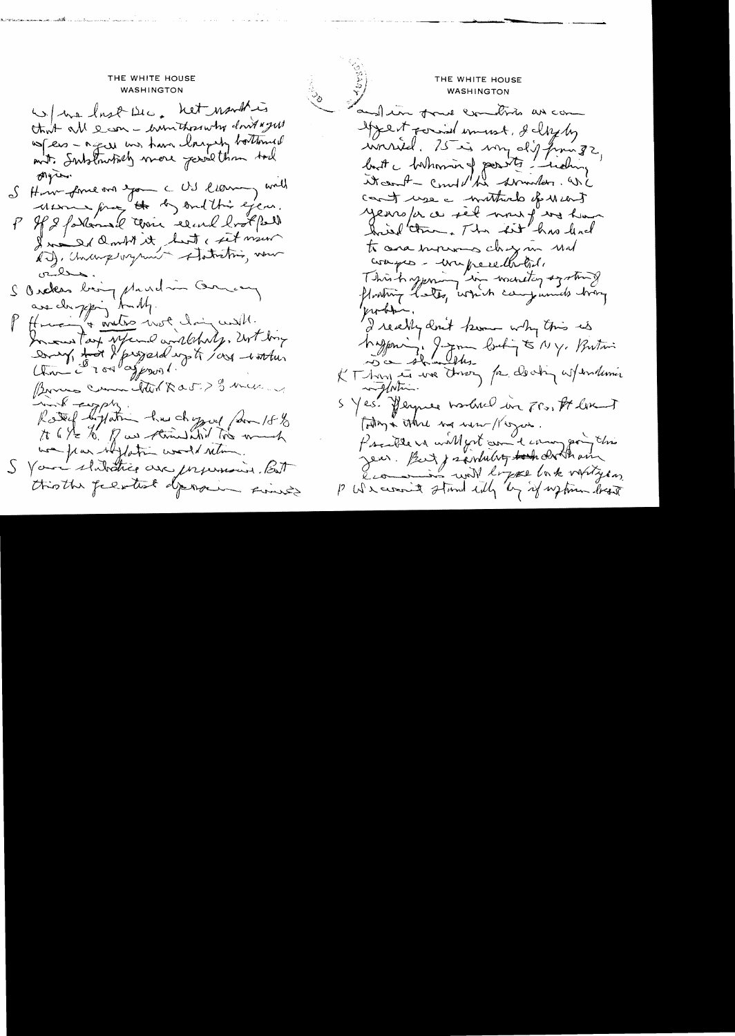THE WHITE HOUSE
WASHINGTON

w/ me last Dec. Net result is that all econ - even those who don't agree w/ us - agree we have largely bottomed out. Substantially more [illegible] than [illegible] anyone.

S How far [illegible] you c US economy will recover from [illegible] by end this year.

P If I followed their [illegible] I would doubt it, but c [illegible], unemployment statistics, new orders.

S Orders being placed in Germany are dropping badly.

P Housing + autos not doing well. Income tax refund [illegible] [illegible]. But [illegible] [illegible] [illegible] approval.

Bonus [illegible] [illegible] supply.

Rate of inflation has dropped from 18% to 6 1/2 %. If we stimulated too much we fear inflation would return.

S Your statistics are impressive. But this the greatest depression since

THE WHITE HOUSE
WASHINGTON

and in some countries an [illegible] social unrest. I deeply worried. 75 is very diff from 32, but c [illegible] of [illegible] - [illegible] it can't - could be similar. We can't use c methods of recent years [illegible] [illegible] we have tried them. The [illegible] has led to [illegible] changes in our ways - unpredictable. This happening in monetary system, floating rates, which compounds [illegible] problem.

I really don't know why this is happening. I am going to NY. Britain is a shambles.

K [illegible] is one thing for dealing w/ [illegible] w/ inflation.

S Yes. [illegible] worked in [illegible], [illegible] today + there was [illegible].

President will get [illegible] this year. But I sincerely hope that our economies will [illegible] back this year.

P We can't stand idly by if [illegible]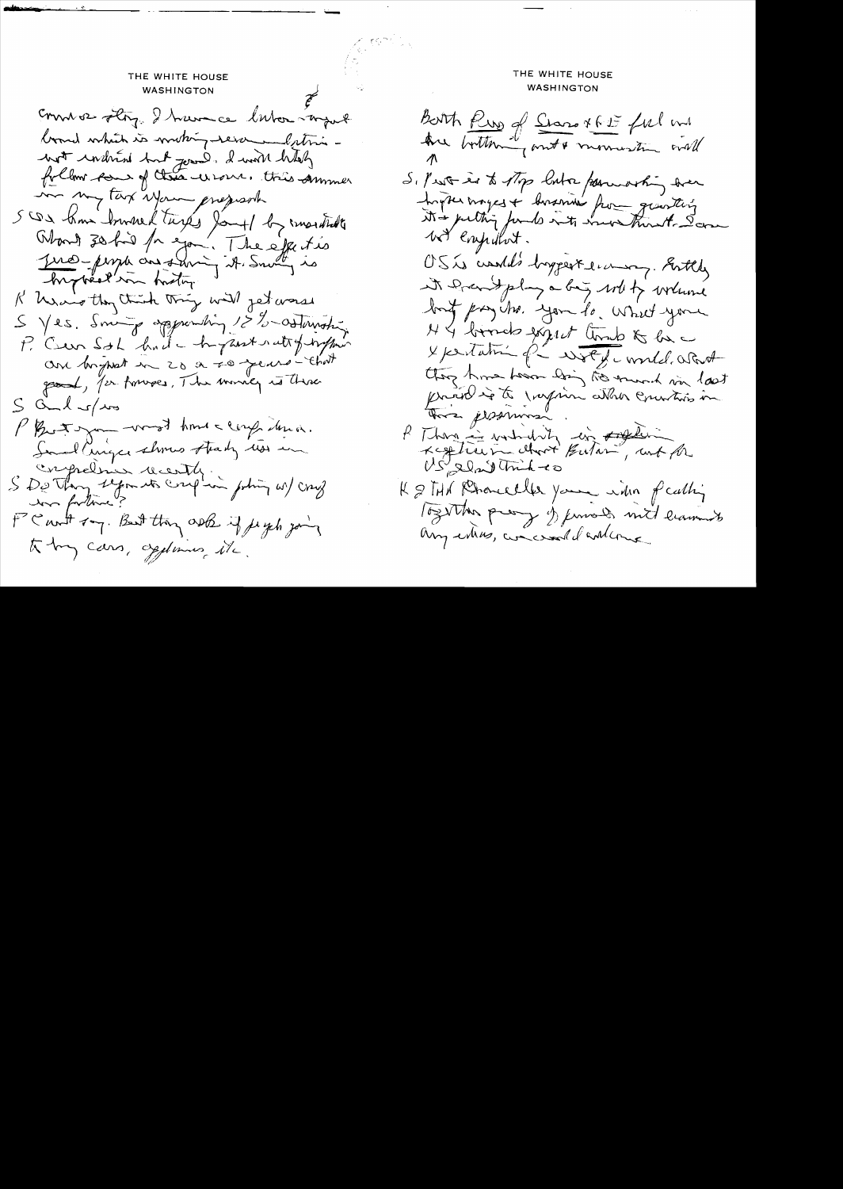THE WHITE HOUSE
WASHINGTON

Coun or story. I have a labor-target bond which is nothing serious - but I want it not good. I will likely follow some of these visions this summer in my tax reform proposal.

S We have bonded taxes [?] by more than about 30 bil for you. The effect is [?] on saving it. Saving is highest in history.

K Means they think they will get worse.

S Yes. Saving approaching 12% - astonishing.

P. Can S.L. had a highest rate of saving are highest in 20 or 30 years - that good, for Europe. The money is there.

S And w/us

P But you must have a confidence. Small [?] shows steady rise in confidence recently.

S Do they expect to complain for w/ confidence in future?

P Can't say. But they ask if people going to buy cars, appliances etc.

THE WHITE HOUSE
WASHINGTON

Both Pres of Sears & GE feel we are bottoming out & momentum will [?]

S. Best is to stop labor from asking higher wages & business from granting it & putting funds into investment. Some not employment.

OS is world's biggest economy. Entitled it can't play a big role by volume but psychol. you do. What your H4 [?] expect [?] to be expectation of the world. What they have been doing so much in last period is to surprise other countries in this [?].

P There is instability in [?] about [?], not for US & don't think so.

K & THS Chancellor [?] idea of calling together group of financial & economic [?] in any case, we could do [?]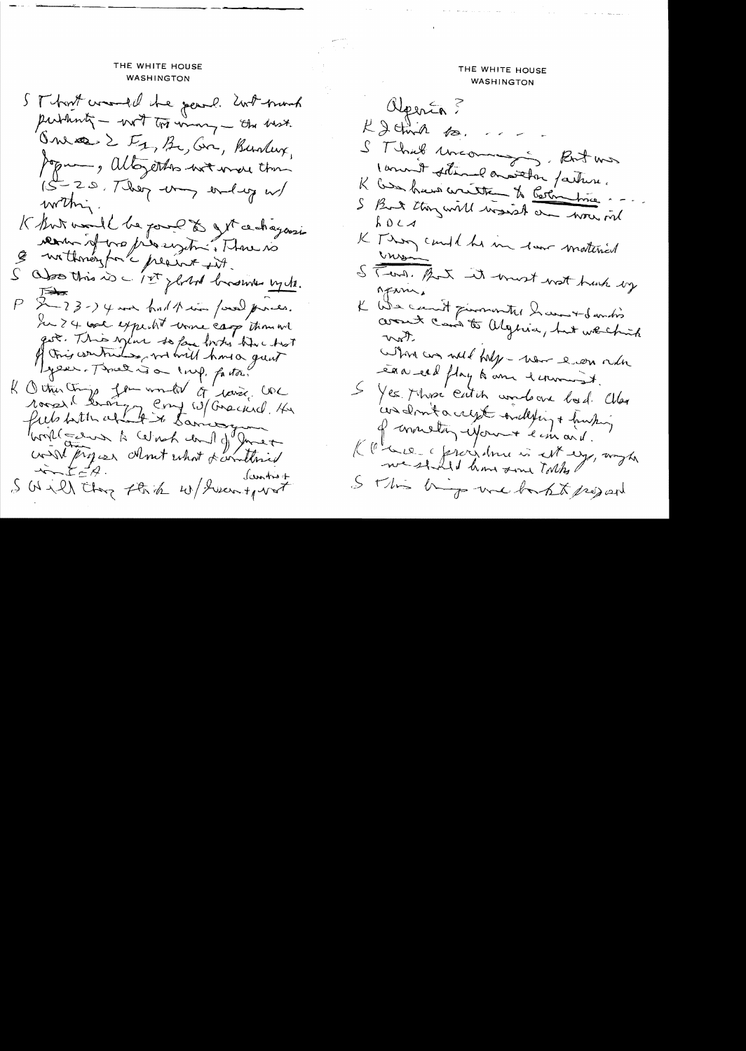THE WHITE HOUSE
WASHINGTON

S I think it would be good. Not much publicity – not too many – the best. Ones – 2 F2, Br, Ger, Burnley, Japan, Altogether not more than 15-20. They may end up w/ nothing.

K But would be good to get a dialogue on the pros if two prospects. There is nothing for a present set.

S Also this is 1st global business mtg.

P 23-24 we had the [?] food prices. In 24 we expect some easing than we got. This year so far looks like a test if this continues, we will have a great year. That is a imp. factor.

K Other things for world. If raise, we would bring [?] cong w/ Greece. He feels both after it [?] would [?] to what would you [?] would prices? What what [?] considered [?] IEA.

S Will they think w/ Iran + [?]

THE WHITE HOUSE
WASHINGTON

Algeria?

K I think so. . . .

S That encouraging. But we cannot stand another failure.

K We have written to Colombia . . .

S But they will insist on new int LDCs

K They could be in [?] material [?]

S [?]. But it must not hook up again.

K We cannot guarantee Iran + Saudis would come to Algeria, but we think not.

What we need help – now [?] [?] play to our [?].

S Yes. Those cartels would be bad. Also we don't accept indexing + [?] of [?] [?] [?] [?].

K [?] [?] procedure is set up, maybe we should have some talks

S This brings me back to proposal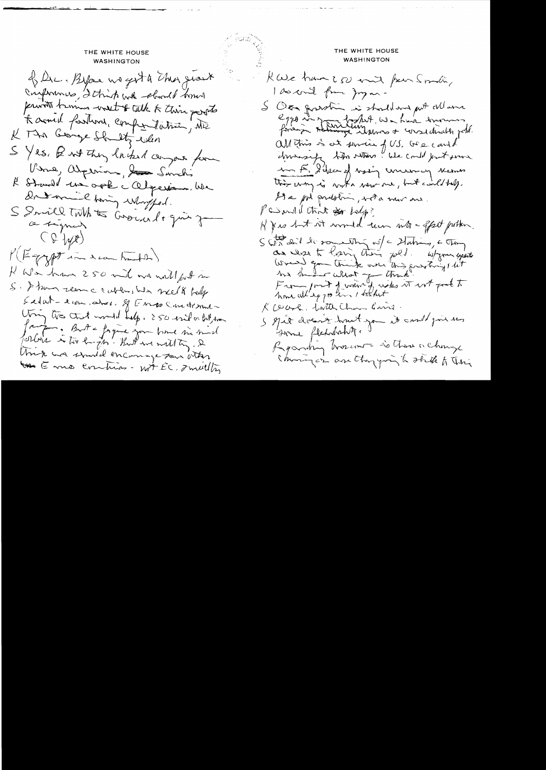THE WHITE HOUSE
WASHINGTON

of Dec. Before we get to the giant conferences, I think we should have private bilateral talks to clear positions, confrontation, etc.

K The George Shultz plan

S Yes. But they locked everyone for Venezuela, Algerians, and Saudis.

K Should we ask Algerians. We don't want to be wrapped.

S I will talk to Giscard & give you a signal (8 hrs)

P (Egypt in a couple months)

K We have 250 mil we will put in

S. I have seen a cable, how would it help. Sadat – economic, etc. If Congress understanding that would help. 250 mil or both from Japan. But figure you have in mind the other is too high. But we will try. I think we should encourage some other — E uro countries – not EC, I mean

THE WHITE HOUSE
WASHINGTON

K We have 250 mil from Saudis, 100 mil from Japan.

S Our position is should not put all our eggs in one basket. We have enormous foreign exchange reserves & world's largest gold. All this is at service of US. We could increase the others. We could put some in E. Idea of using currency reserves this way is not a new one, but could help. It's a pol problem, not a money one.

P Would that help?

K Yes but it would run into a SPR problem.

S We'd do something w/ Stationing, & try and use to bring their gold. Why your experts would you think over this prestige but he Berlin what you think.

From point of view of risks it not good to have all eggs in 1 basket.

K Work better than Cairo.

S It doesn't hurt you it could give us some flexibility.

Regarding Brezhnev – is there a change coming or are they going to stick to this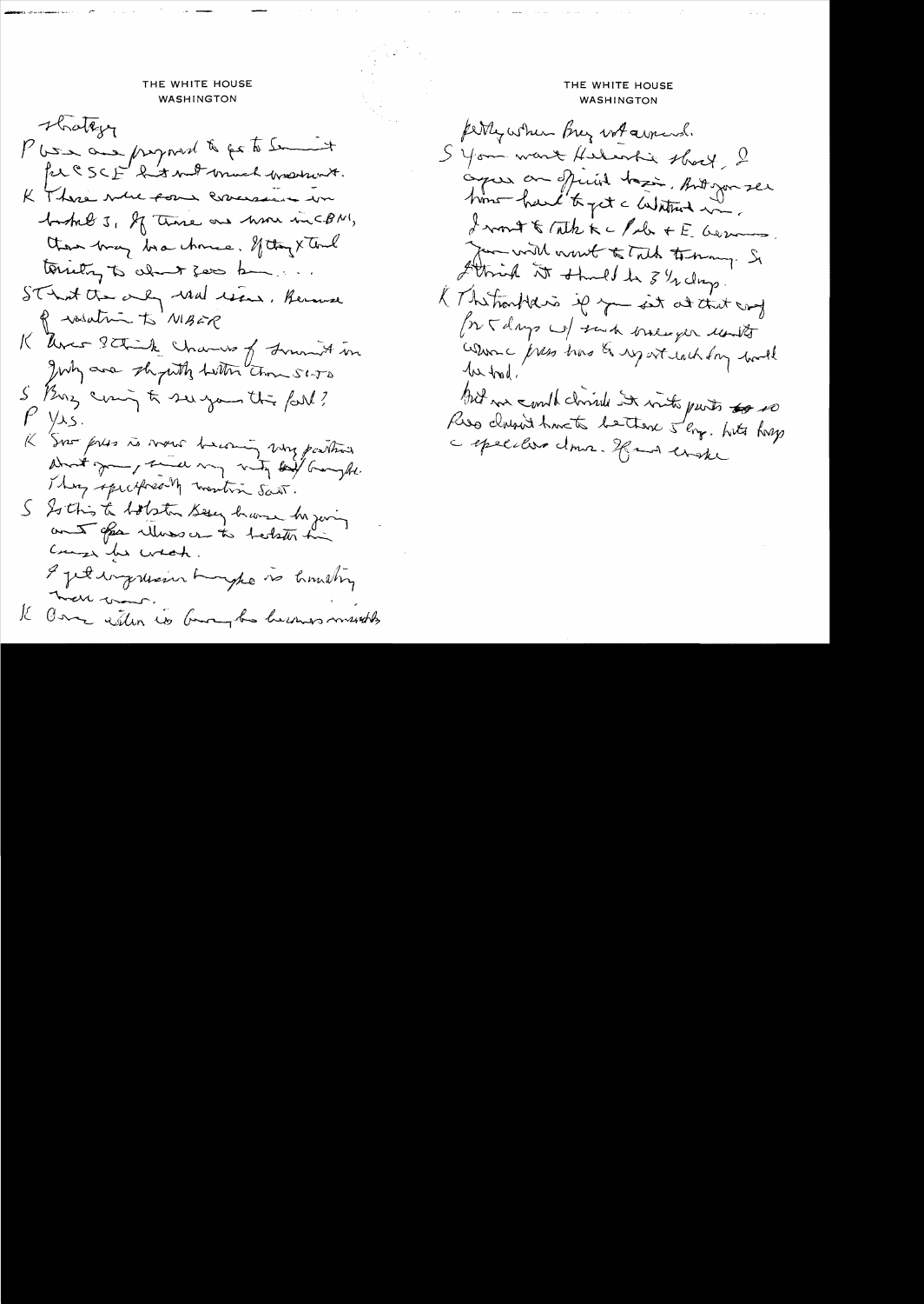THE WHITE HOUSE
WASHINGTON

Strategy

P Was are prepared to go to Summit for CSCE but not much movement.

K There were some concessions in basket 3. If there are more in CBMs, there may be a chance. If they extend to about 300 km....

S That the only real issue. Because of relation to MBFR

K Does I think chances of Summit in July are slightly better than 50-50

S Brez coming to see you this fall?

P Yes.

K Sov press is now becoming very positive about you, since my visit [?]. They specifically mention Salt.

S So this to bolster Brez because he's going out on a limb to bolster his case he is weak.

P I got impression Brezhnev is [?]

K Brez [?] he becomes [?]

THE WHITE HOUSE
WASHINGTON

pretty when Brez not around.

S You want Helsinki short, I agree on spirit basis. But you see him have to get a bilateral in.
I want to talk to Poles & E. Germans.
You will want to talk to many. So I think it should be 3 1/2 days.

K The trouble is if you sit at that conf for 5 days w/ such [?] and the press has to report each day would be bad.
But we could divide it into parts so Pres doesn't have to be there 5 days. Let's keep speeches down. [?]